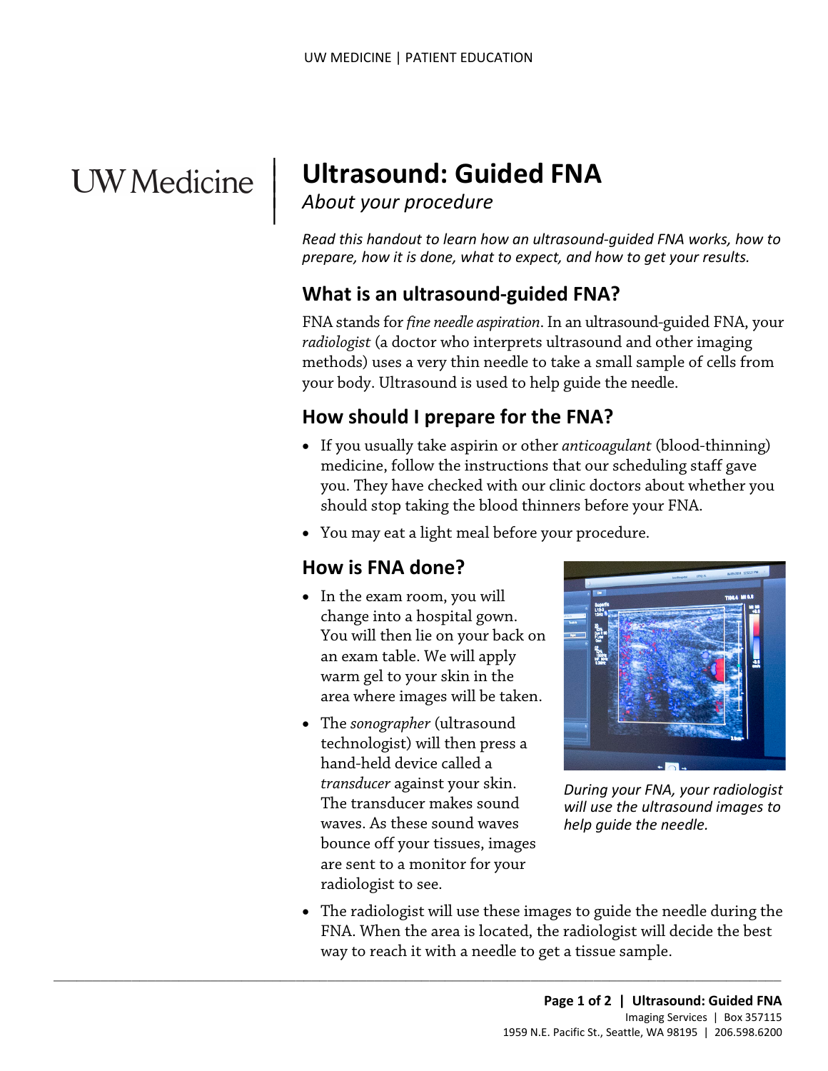UW Medicine

# Ultrasound: Guided FNA

*About your procedure*

*Read this handout to learn how an ultrasound-guided FNA works, how to prepare, how it is done, what to expect, and how to get your results.*

## What is an ultrasound-guided FNA?

FNA stands for *fine needle aspiration*. In an ultrasound-guided FNA, your *radiologist* (a doctor who interprets ultrasound and other imaging methods) uses a very thin needle to take a small sample of cells from your body. Ultrasound is used to help guide the needle.

## How should I prepare for the FNA?

- If you usually take aspirin or other *anticoagulant* (blood-thinning) medicine, follow the instructions that our scheduling staff gave you. They have checked with our clinic doctors about whether you should stop taking the blood thinners before your FNA.
- You may eat a light meal before your procedure.

## How is FNA done?

- In the exam room, you will change into a hospital gown. You will then lie on your back on an exam table. We will apply warm gel to your skin in the area where images will be taken.
- The *sonographer* (ultrasound technologist) will then press a hand-held device called a *transducer* against your skin. The transducer makes sound waves. As these sound waves bounce off your tissues, images are sent to a monitor for your radiologist to see.
- The radiologist will use these images to guide the needle during the FNA. When the area is located, the radiologist will decide the best way to reach it with a needle to get a tissue sample.

*During your FNA, your radiologist will use the ultrasound images to help guide the needle.*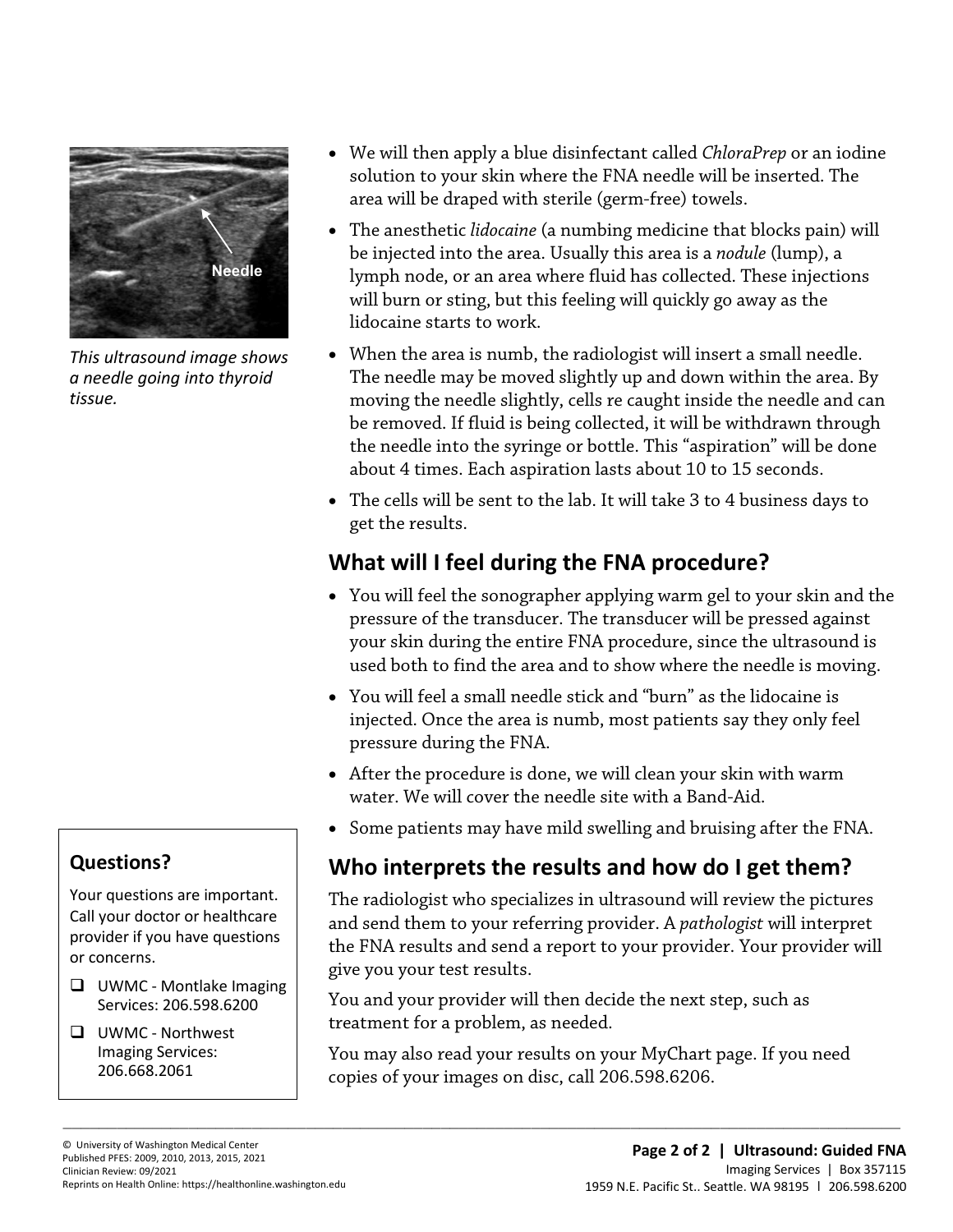This ultrasound image shows a needle going into thyroid tissue.

- We will then apply a blue disinfectant called *ChloraPrep* or an iodine solution to your skin where the FNA needle will be inserted. The area will be draped with sterile (germ-free) towels.
- The anesthetic *lidocaine* (a numbing medicine that blocks pain) will be injected into the area. Usually this area is a *nodule* (lump), a lymph node, or an area where fluid has collected. These injections will burn or sting, but this feeling will quickly go away as the lidocaine starts to work.
- When the area is numb, the radiologist will insert a small needle. The needle may be moved slightly up and down within the area. By moving the needle slightly, cells re caught inside the needle and can be removed. If fluid is being collected, it will be withdrawn through the needle into the syringe or bottle. This "aspiration" will be done about 4 times. Each aspiration lasts about 10 to 15 seconds.
- The cells will be sent to the lab. It will take 3 to 4 business days to get the results.

## What will I feel during the FNA procedure?

- You will feel the sonographer applying warm gel to your skin and the pressure of the transducer. The transducer will be pressed against your skin during the entire FNA procedure, since the ultrasound is used both to find the area and to show where the needle is moving.
- You will feel a small needle stick and "burn" as the lidocaine is injected. Once the area is numb, most patients say they only feel pressure during the FNA.
- After the procedure is done, we will clean your skin with warm water. We will cover the needle site with a Band-Aid.
- Some patients may have mild swelling and bruising after the FNA.

## Who interprets the results and how do I get them?

The radiologist who specializes in ultrasound will review the pictures and send them to your referring provider. A *pathologist* will interpret the FNA results and send a report to your provider. Your provider will give you your test results.

You and your provider will then decide the next step, such as treatment for a problem, as needed.

You may also read your results on your MyChart page. If you need copies of your images on disc, call 206.598.6206.

### Questions?

Your questions are important. Call your doctor or healthcare provider if you have questions or concerns.

- ❑ UWMC - Montlake Imaging Services: 206.598.6200
- ❑ UWMC - Northwest Imaging Services: 206.668.2061

© University of Washington Medical Center
Published PFES: 2009, 2010, 2013, 2015, 2021
Clinician Review: 09/2021
Reprints on Health Online: https://healthonline.washington.edu

**Ultrasound: Guided FNA**
Imaging Services | Box 357115
1959 N.E. Pacific St.. Seattle. WA 98195 | 206.598.6200